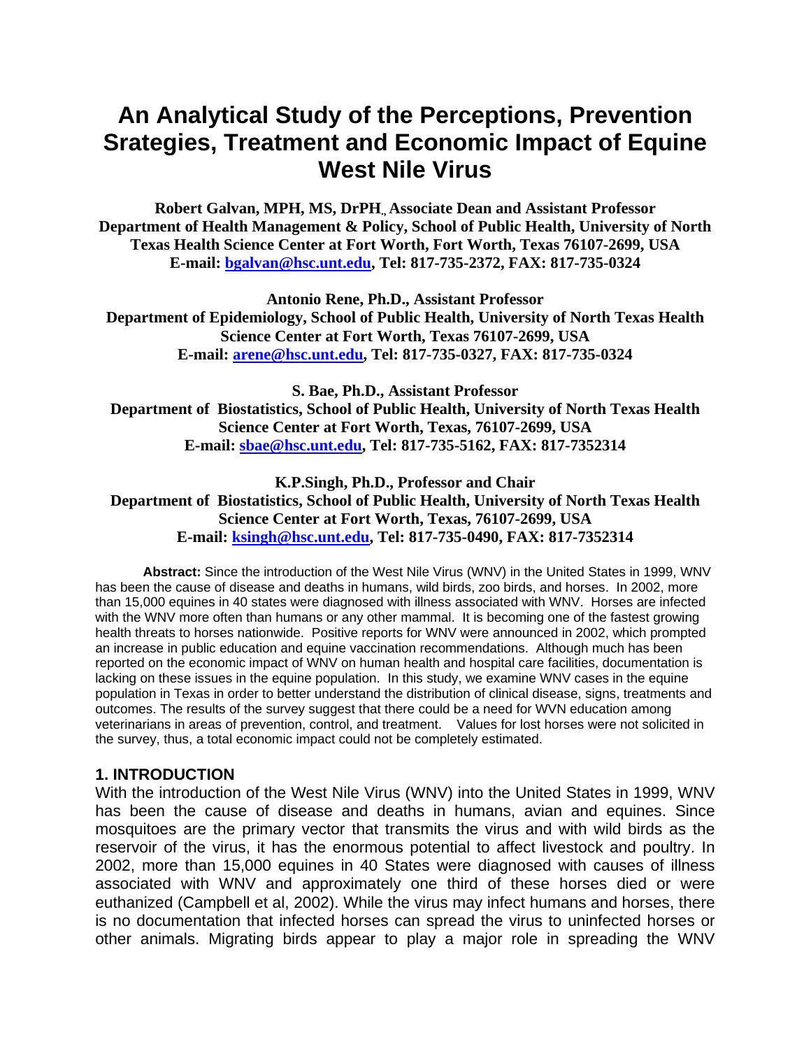# An Analytical Study of the Perceptions, Prevention Srategies, Treatment and Economic Impact of Equine West Nile Virus

**Robert Galvan, MPH, MS, DrPH., Associate Dean and Assistant Professor**
**Department of Health Management & Policy, School of Public Health, University of North Texas Health Science Center at Fort Worth, Fort Worth, Texas 76107-2699, USA**
**E-mail: bgalvan@hsc.unt.edu, Tel: 817-735-2372, FAX: 817-735-0324**

**Antonio Rene, Ph.D., Assistant Professor**
**Department of Epidemiology, School of Public Health, University of North Texas Health Science Center at Fort Worth, Texas 76107-2699, USA**
**E-mail: arene@hsc.unt.edu, Tel: 817-735-0327, FAX: 817-735-0324**

**S. Bae, Ph.D., Assistant Professor**
**Department of Biostatistics, School of Public Health, University of North Texas Health Science Center at Fort Worth, Texas, 76107-2699, USA**
**E-mail: sbae@hsc.unt.edu, Tel: 817-735-5162, FAX: 817-7352314**

**K.P.Singh, Ph.D., Professor and Chair**
**Department of Biostatistics, School of Public Health, University of North Texas Health Science Center at Fort Worth, Texas, 76107-2699, USA**
**E-mail: ksingh@hsc.unt.edu, Tel: 817-735-0490, FAX: 817-7352314**

**Abstract:** Since the introduction of the West Nile Virus (WNV) in the United States in 1999, WNV has been the cause of disease and deaths in humans, wild birds, zoo birds, and horses. In 2002, more than 15,000 equines in 40 states were diagnosed with illness associated with WNV. Horses are infected with the WNV more often than humans or any other mammal. It is becoming one of the fastest growing health threats to horses nationwide. Positive reports for WNV were announced in 2002, which prompted an increase in public education and equine vaccination recommendations. Although much has been reported on the economic impact of WNV on human health and hospital care facilities, documentation is lacking on these issues in the equine population. In this study, we examine WNV cases in the equine population in Texas in order to better understand the distribution of clinical disease, signs, treatments and outcomes. The results of the survey suggest that there could be a need for WVN education among veterinarians in areas of prevention, control, and treatment. Values for lost horses were not solicited in the survey, thus, a total economic impact could not be completely estimated.

## 1. INTRODUCTION

With the introduction of the West Nile Virus (WNV) into the United States in 1999, WNV has been the cause of disease and deaths in humans, avian and equines. Since mosquitoes are the primary vector that transmits the virus and with wild birds as the reservoir of the virus, it has the enormous potential to affect livestock and poultry. In 2002, more than 15,000 equines in 40 States were diagnosed with causes of illness associated with WNV and approximately one third of these horses died or were euthanized (Campbell et al, 2002). While the virus may infect humans and horses, there is no documentation that infected horses can spread the virus to uninfected horses or other animals. Migrating birds appear to play a major role in spreading the WNV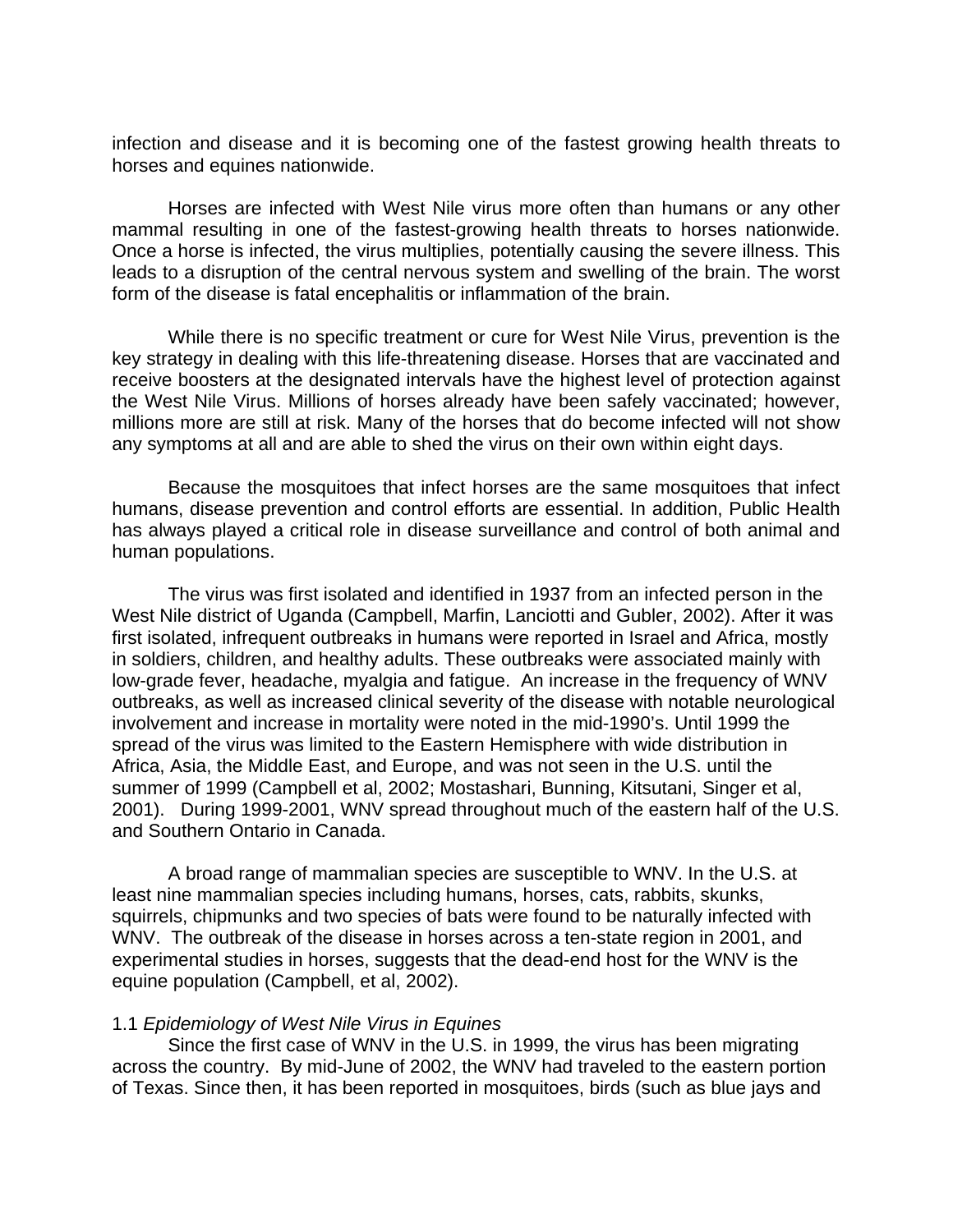infection and disease and it is becoming one of the fastest growing health threats to horses and equines nationwide.

Horses are infected with West Nile virus more often than humans or any other mammal resulting in one of the fastest-growing health threats to horses nationwide. Once a horse is infected, the virus multiplies, potentially causing the severe illness. This leads to a disruption of the central nervous system and swelling of the brain. The worst form of the disease is fatal encephalitis or inflammation of the brain.

While there is no specific treatment or cure for West Nile Virus, prevention is the key strategy in dealing with this life-threatening disease. Horses that are vaccinated and receive boosters at the designated intervals have the highest level of protection against the West Nile Virus. Millions of horses already have been safely vaccinated; however, millions more are still at risk. Many of the horses that do become infected will not show any symptoms at all and are able to shed the virus on their own within eight days.

Because the mosquitoes that infect horses are the same mosquitoes that infect humans, disease prevention and control efforts are essential. In addition, Public Health has always played a critical role in disease surveillance and control of both animal and human populations.

The virus was first isolated and identified in 1937 from an infected person in the West Nile district of Uganda (Campbell, Marfin, Lanciotti and Gubler, 2002). After it was first isolated, infrequent outbreaks in humans were reported in Israel and Africa, mostly in soldiers, children, and healthy adults. These outbreaks were associated mainly with low-grade fever, headache, myalgia and fatigue. An increase in the frequency of WNV outbreaks, as well as increased clinical severity of the disease with notable neurological involvement and increase in mortality were noted in the mid-1990's. Until 1999 the spread of the virus was limited to the Eastern Hemisphere with wide distribution in Africa, Asia, the Middle East, and Europe, and was not seen in the U.S. until the summer of 1999 (Campbell et al, 2002; Mostashari, Bunning, Kitsutani, Singer et al, 2001). During 1999-2001, WNV spread throughout much of the eastern half of the U.S. and Southern Ontario in Canada.

A broad range of mammalian species are susceptible to WNV. In the U.S. at least nine mammalian species including humans, horses, cats, rabbits, skunks, squirrels, chipmunks and two species of bats were found to be naturally infected with WNV. The outbreak of the disease in horses across a ten-state region in 2001, and experimental studies in horses, suggests that the dead-end host for the WNV is the equine population (Campbell, et al, 2002).

### 1.1 *Epidemiology of West Nile Virus in Equines*

Since the first case of WNV in the U.S. in 1999, the virus has been migrating across the country. By mid-June of 2002, the WNV had traveled to the eastern portion of Texas. Since then, it has been reported in mosquitoes, birds (such as blue jays and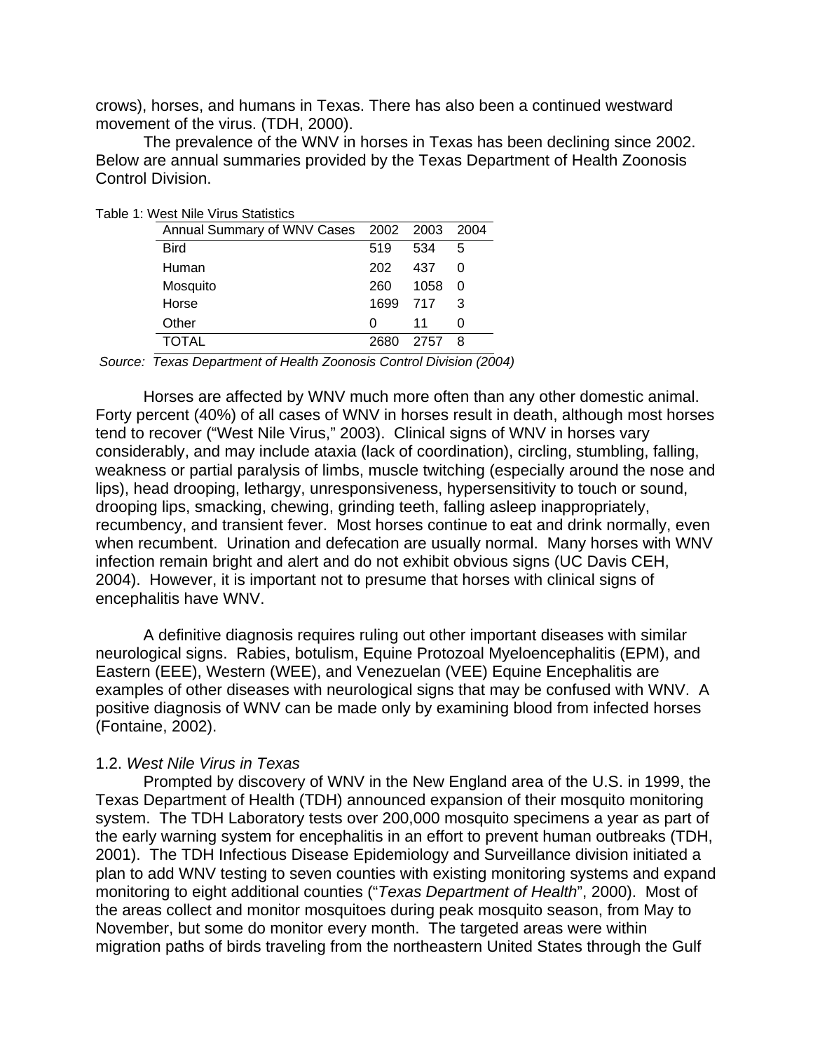crows), horses, and humans in Texas. There has also been a continued westward movement of the virus. (TDH, 2000).

The prevalence of the WNV in horses in Texas has been declining since 2002. Below are annual summaries provided by the Texas Department of Health Zoonosis Control Division.

Table 1: West Nile Virus Statistics

| Annual Summary of WNV Cases | 2002 | 2003 | 2004 |
|---|---|---|---|
| Bird | 519 | 534 | 5 |
| Human | 202 | 437 | 0 |
| Mosquito | 260 | 1058 | 0 |
| Horse | 1699 | 717 | 3 |
| Other | 0 | 11 | 0 |
| TOTAL | 2680 | 2757 | 8 |

*Source: Texas Department of Health Zoonosis Control Division (2004)*

Horses are affected by WNV much more often than any other domestic animal. Forty percent (40%) of all cases of WNV in horses result in death, although most horses tend to recover ("West Nile Virus," 2003). Clinical signs of WNV in horses vary considerably, and may include ataxia (lack of coordination), circling, stumbling, falling, weakness or partial paralysis of limbs, muscle twitching (especially around the nose and lips), head drooping, lethargy, unresponsiveness, hypersensitivity to touch or sound, drooping lips, smacking, chewing, grinding teeth, falling asleep inappropriately, recumbency, and transient fever. Most horses continue to eat and drink normally, even when recumbent. Urination and defecation are usually normal. Many horses with WNV infection remain bright and alert and do not exhibit obvious signs (UC Davis CEH, 2004). However, it is important not to presume that horses with clinical signs of encephalitis have WNV.

A definitive diagnosis requires ruling out other important diseases with similar neurological signs. Rabies, botulism, Equine Protozoal Myeloencephalitis (EPM), and Eastern (EEE), Western (WEE), and Venezuelan (VEE) Equine Encephalitis are examples of other diseases with neurological signs that may be confused with WNV. A positive diagnosis of WNV can be made only by examining blood from infected horses (Fontaine, 2002).

### 1.2. *West Nile Virus in Texas*

Prompted by discovery of WNV in the New England area of the U.S. in 1999, the Texas Department of Health (TDH) announced expansion of their mosquito monitoring system. The TDH Laboratory tests over 200,000 mosquito specimens a year as part of the early warning system for encephalitis in an effort to prevent human outbreaks (TDH, 2001). The TDH Infectious Disease Epidemiology and Surveillance division initiated a plan to add WNV testing to seven counties with existing monitoring systems and expand monitoring to eight additional counties ("*Texas Department of Health*", 2000). Most of the areas collect and monitor mosquitoes during peak mosquito season, from May to November, but some do monitor every month. The targeted areas were within migration paths of birds traveling from the northeastern United States through the Gulf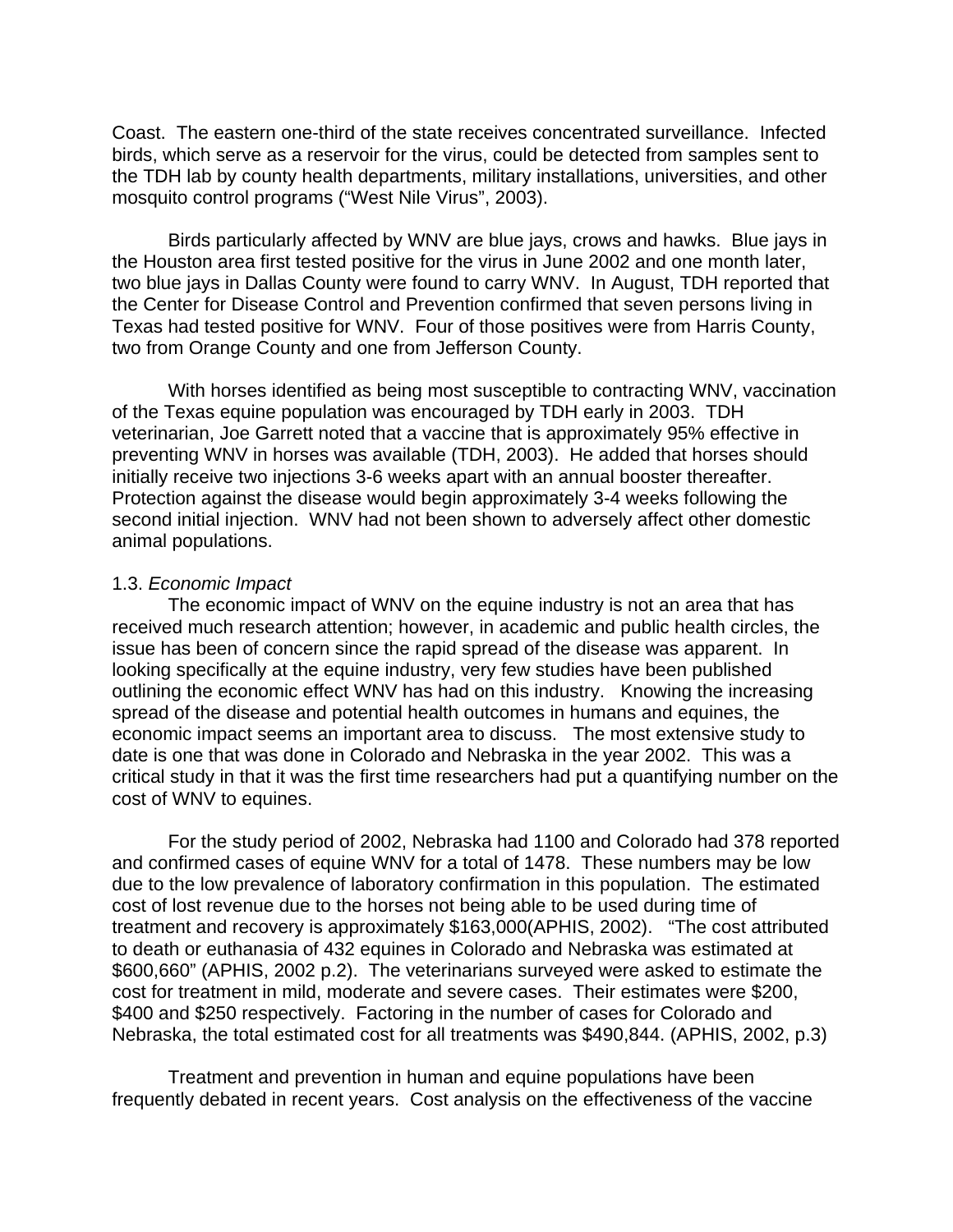Coast. The eastern one-third of the state receives concentrated surveillance. Infected birds, which serve as a reservoir for the virus, could be detected from samples sent to the TDH lab by county health departments, military installations, universities, and other mosquito control programs ("West Nile Virus", 2003).

Birds particularly affected by WNV are blue jays, crows and hawks. Blue jays in the Houston area first tested positive for the virus in June 2002 and one month later, two blue jays in Dallas County were found to carry WNV. In August, TDH reported that the Center for Disease Control and Prevention confirmed that seven persons living in Texas had tested positive for WNV. Four of those positives were from Harris County, two from Orange County and one from Jefferson County.

With horses identified as being most susceptible to contracting WNV, vaccination of the Texas equine population was encouraged by TDH early in 2003. TDH veterinarian, Joe Garrett noted that a vaccine that is approximately 95% effective in preventing WNV in horses was available (TDH, 2003). He added that horses should initially receive two injections 3-6 weeks apart with an annual booster thereafter. Protection against the disease would begin approximately 3-4 weeks following the second initial injection. WNV had not been shown to adversely affect other domestic animal populations.

### 1.3. *Economic Impact*

The economic impact of WNV on the equine industry is not an area that has received much research attention; however, in academic and public health circles, the issue has been of concern since the rapid spread of the disease was apparent. In looking specifically at the equine industry, very few studies have been published outlining the economic effect WNV has had on this industry. Knowing the increasing spread of the disease and potential health outcomes in humans and equines, the economic impact seems an important area to discuss. The most extensive study to date is one that was done in Colorado and Nebraska in the year 2002. This was a critical study in that it was the first time researchers had put a quantifying number on the cost of WNV to equines.

For the study period of 2002, Nebraska had 1100 and Colorado had 378 reported and confirmed cases of equine WNV for a total of 1478. These numbers may be low due to the low prevalence of laboratory confirmation in this population. The estimated cost of lost revenue due to the horses not being able to be used during time of treatment and recovery is approximately $163,000(APHIS, 2002). "The cost attributed to death or euthanasia of 432 equines in Colorado and Nebraska was estimated at $600,660" (APHIS, 2002 p.2). The veterinarians surveyed were asked to estimate the cost for treatment in mild, moderate and severe cases. Their estimates were $200, $400 and $250 respectively. Factoring in the number of cases for Colorado and Nebraska, the total estimated cost for all treatments was $490,844. (APHIS, 2002, p.3)

Treatment and prevention in human and equine populations have been frequently debated in recent years. Cost analysis on the effectiveness of the vaccine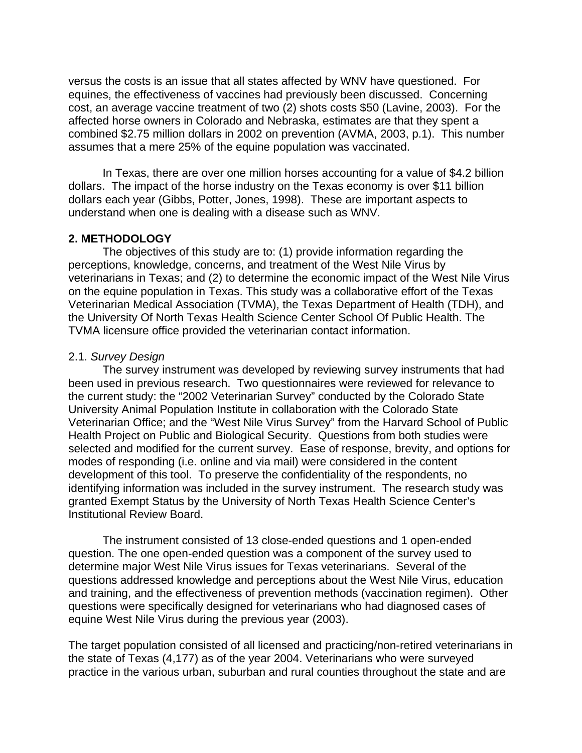versus the costs is an issue that all states affected by WNV have questioned. For equines, the effectiveness of vaccines had previously been discussed. Concerning cost, an average vaccine treatment of two (2) shots costs $50 (Lavine, 2003). For the affected horse owners in Colorado and Nebraska, estimates are that they spent a combined $2.75 million dollars in 2002 on prevention (AVMA, 2003, p.1). This number assumes that a mere 25% of the equine population was vaccinated.

In Texas, there are over one million horses accounting for a value of $4.2 billion dollars. The impact of the horse industry on the Texas economy is over $11 billion dollars each year (Gibbs, Potter, Jones, 1998). These are important aspects to understand when one is dealing with a disease such as WNV.

## 2. METHODOLOGY

The objectives of this study are to: (1) provide information regarding the perceptions, knowledge, concerns, and treatment of the West Nile Virus by veterinarians in Texas; and (2) to determine the economic impact of the West Nile Virus on the equine population in Texas. This study was a collaborative effort of the Texas Veterinarian Medical Association (TVMA), the Texas Department of Health (TDH), and the University Of North Texas Health Science Center School Of Public Health. The TVMA licensure office provided the veterinarian contact information.

### 2.1. *Survey Design*

The survey instrument was developed by reviewing survey instruments that had been used in previous research. Two questionnaires were reviewed for relevance to the current study: the "2002 Veterinarian Survey" conducted by the Colorado State University Animal Population Institute in collaboration with the Colorado State Veterinarian Office; and the "West Nile Virus Survey" from the Harvard School of Public Health Project on Public and Biological Security. Questions from both studies were selected and modified for the current survey. Ease of response, brevity, and options for modes of responding (i.e. online and via mail) were considered in the content development of this tool. To preserve the confidentiality of the respondents, no identifying information was included in the survey instrument. The research study was granted Exempt Status by the University of North Texas Health Science Center's Institutional Review Board.

The instrument consisted of 13 close-ended questions and 1 open-ended question. The one open-ended question was a component of the survey used to determine major West Nile Virus issues for Texas veterinarians. Several of the questions addressed knowledge and perceptions about the West Nile Virus, education and training, and the effectiveness of prevention methods (vaccination regimen). Other questions were specifically designed for veterinarians who had diagnosed cases of equine West Nile Virus during the previous year (2003).

The target population consisted of all licensed and practicing/non-retired veterinarians in the state of Texas (4,177) as of the year 2004. Veterinarians who were surveyed practice in the various urban, suburban and rural counties throughout the state and are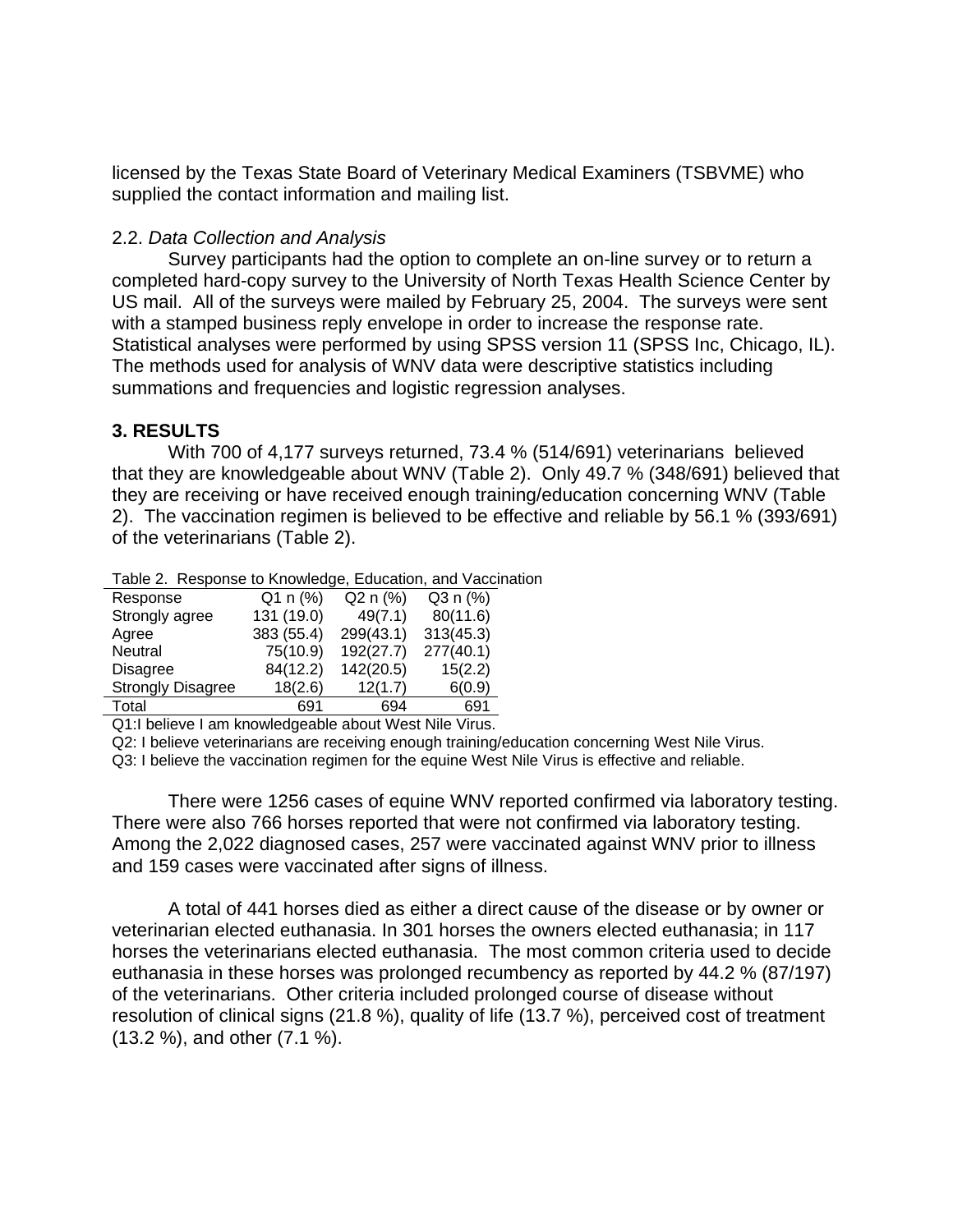licensed by the Texas State Board of Veterinary Medical Examiners (TSBVME) who supplied the contact information and mailing list.

2.2. *Data Collection and Analysis*

Survey participants had the option to complete an on-line survey or to return a completed hard-copy survey to the University of North Texas Health Science Center by US mail. All of the surveys were mailed by February 25, 2004. The surveys were sent with a stamped business reply envelope in order to increase the response rate. Statistical analyses were performed by using SPSS version 11 (SPSS Inc, Chicago, IL). The methods used for analysis of WNV data were descriptive statistics including summations and frequencies and logistic regression analyses.

## 3. RESULTS

With 700 of 4,177 surveys returned, 73.4 % (514/691) veterinarians believed that they are knowledgeable about WNV (Table 2). Only 49.7 % (348/691) believed that they are receiving or have received enough training/education concerning WNV (Table 2). The vaccination regimen is believed to be effective and reliable by 56.1 % (393/691) of the veterinarians (Table 2).

Table 2. Response to Knowledge, Education, and Vaccination

| Response | Q1 n (%) | Q2 n (%) | Q3 n (%) |
|---|---|---|---|
| Strongly agree | 131 (19.0) | 49(7.1) | 80(11.6) |
| Agree | 383 (55.4) | 299(43.1) | 313(45.3) |
| Neutral | 75(10.9) | 192(27.7) | 277(40.1) |
| Disagree | 84(12.2) | 142(20.5) | 15(2.2) |
| Strongly Disagree | 18(2.6) | 12(1.7) | 6(0.9) |
| Total | 691 | 694 | 691 |

Q1:I believe I am knowledgeable about West Nile Virus.

Q2: I believe veterinarians are receiving enough training/education concerning West Nile Virus.

Q3: I believe the vaccination regimen for the equine West Nile Virus is effective and reliable.

There were 1256 cases of equine WNV reported confirmed via laboratory testing. There were also 766 horses reported that were not confirmed via laboratory testing. Among the 2,022 diagnosed cases, 257 were vaccinated against WNV prior to illness and 159 cases were vaccinated after signs of illness.

A total of 441 horses died as either a direct cause of the disease or by owner or veterinarian elected euthanasia. In 301 horses the owners elected euthanasia; in 117 horses the veterinarians elected euthanasia. The most common criteria used to decide euthanasia in these horses was prolonged recumbency as reported by 44.2 % (87/197) of the veterinarians. Other criteria included prolonged course of disease without resolution of clinical signs (21.8 %), quality of life (13.7 %), perceived cost of treatment (13.2 %), and other (7.1 %).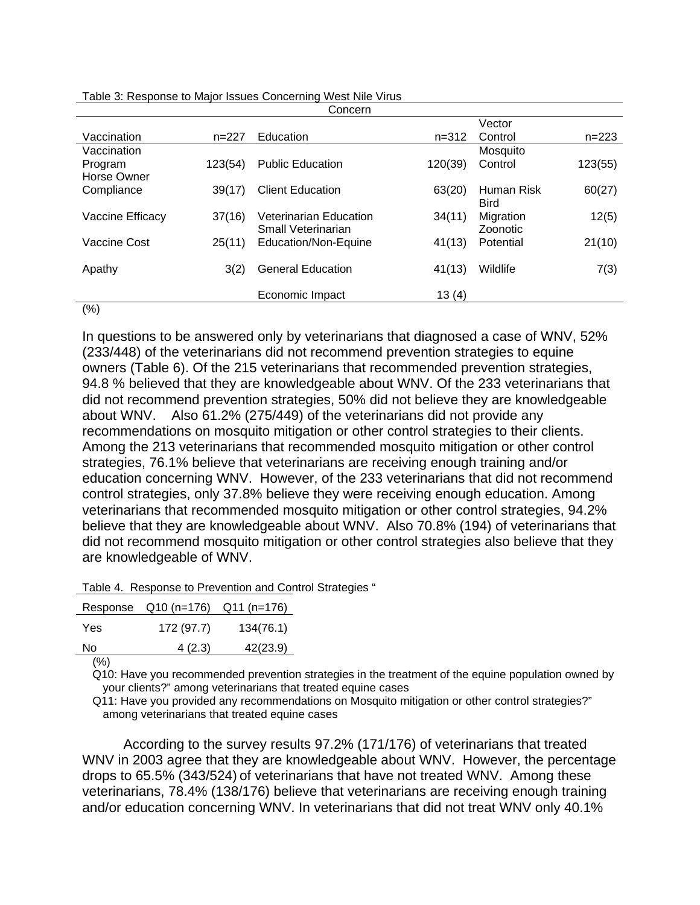Table 3: Response to Major Issues Concerning West Nile Virus

| Concern | | | | | |
|---|---|---|---|---|---|
| Vaccination | n=227 | Education | n=312 | Vector Control | n=223 |
| Vaccination Program | 123(54) | Public Education | 120(39) | Mosquito Control | 123(55) |
| Horse Owner Compliance | 39(17) | Client Education | 63(20) | Human Risk | 60(27) |
| Vaccine Efficacy | 37(16) | Veterinarian Education | 34(11) | Bird Migration | 12(5) |
| Vaccine Cost | 25(11) | Small Veterinarian Education/Non-Equine | 41(13) | Zoonotic Potential | 21(10) |
| Apathy | 3(2) | General Education | 41(13) | Wildlife | 7(3) |
| | | Economic Impact | 13 (4) | | |

(%)

In questions to be answered only by veterinarians that diagnosed a case of WNV, 52% (233/448) of the veterinarians did not recommend prevention strategies to equine owners (Table 6). Of the 215 veterinarians that recommended prevention strategies, 94.8 % believed that they are knowledgeable about WNV. Of the 233 veterinarians that did not recommend prevention strategies, 50% did not believe they are knowledgeable about WNV. Also 61.2% (275/449) of the veterinarians did not provide any recommendations on mosquito mitigation or other control strategies to their clients. Among the 213 veterinarians that recommended mosquito mitigation or other control strategies, 76.1% believe that veterinarians are receiving enough training and/or education concerning WNV. However, of the 233 veterinarians that did not recommend control strategies, only 37.8% believe they were receiving enough education. Among veterinarians that recommended mosquito mitigation or other control strategies, 94.2% believe that they are knowledgeable about WNV. Also 70.8% (194) of veterinarians that did not recommend mosquito mitigation or other control strategies also believe that they are knowledgeable of WNV.

Table 4. Response to Prevention and Control Strategies "

| Response | Q10 (n=176) | Q11 (n=176) |
|---|---|---|
| Yes | 172 (97.7) | 134(76.1) |
| No | 4 (2.3) | 42(23.9) |

(%)

Q10: Have you recommended prevention strategies in the treatment of the equine population owned by your clients?" among veterinarians that treated equine cases

Q11: Have you provided any recommendations on Mosquito mitigation or other control strategies?" among veterinarians that treated equine cases

According to the survey results 97.2% (171/176) of veterinarians that treated WNV in 2003 agree that they are knowledgeable about WNV. However, the percentage drops to 65.5% (343/524) of veterinarians that have not treated WNV. Among these veterinarians, 78.4% (138/176) believe that veterinarians are receiving enough training and/or education concerning WNV. In veterinarians that did not treat WNV only 40.1%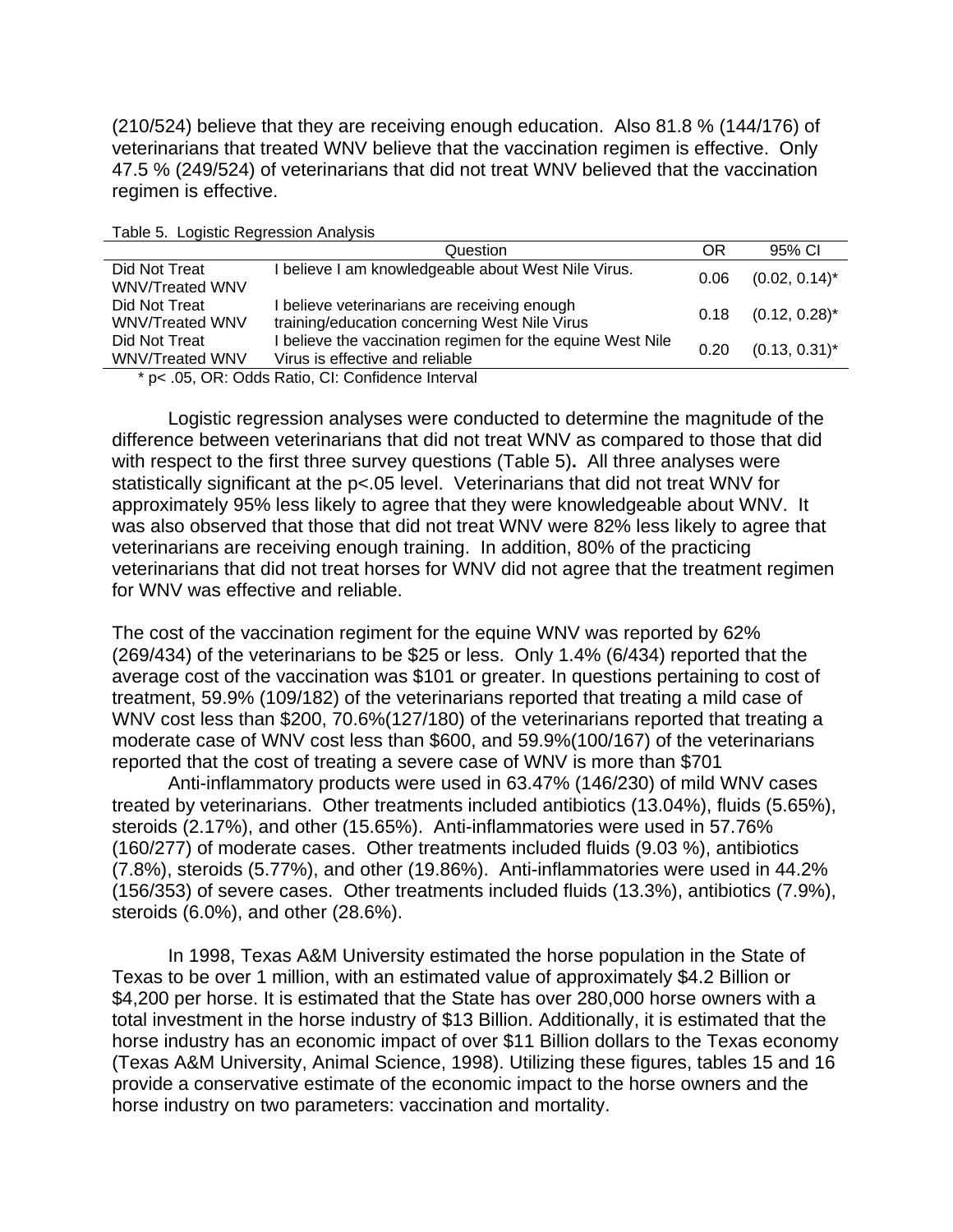(210/524) believe that they are receiving enough education. Also 81.8 % (144/176) of veterinarians that treated WNV believe that the vaccination regimen is effective. Only 47.5 % (249/524) of veterinarians that did not treat WNV believed that the vaccination regimen is effective.

Table 5. Logistic Regression Analysis

| | Question | OR | 95% CI |
|---|---|---|---|
| Did Not Treat WNV/Treated WNV | I believe I am knowledgeable about West Nile Virus. | 0.06 | (0.02, 0.14)* |
| Did Not Treat WNV/Treated WNV | I believe veterinarians are receiving enough training/education concerning West Nile Virus | 0.18 | (0.12, 0.28)* |
| Did Not Treat WNV/Treated WNV | I believe the vaccination regimen for the equine West Nile Virus is effective and reliable | 0.20 | (0.13, 0.31)* |

\* p< .05, OR: Odds Ratio, CI: Confidence Interval

Logistic regression analyses were conducted to determine the magnitude of the difference between veterinarians that did not treat WNV as compared to those that did with respect to the first three survey questions (Table 5). All three analyses were statistically significant at the p<.05 level. Veterinarians that did not treat WNV for approximately 95% less likely to agree that they were knowledgeable about WNV. It was also observed that those that did not treat WNV were 82% less likely to agree that veterinarians are receiving enough training. In addition, 80% of the practicing veterinarians that did not treat horses for WNV did not agree that the treatment regimen for WNV was effective and reliable.

The cost of the vaccination regiment for the equine WNV was reported by 62% (269/434) of the veterinarians to be $25 or less. Only 1.4% (6/434) reported that the average cost of the vaccination was $101 or greater. In questions pertaining to cost of treatment, 59.9% (109/182) of the veterinarians reported that treating a mild case of WNV cost less than $200, 70.6%(127/180) of the veterinarians reported that treating a moderate case of WNV cost less than $600, and 59.9%(100/167) of the veterinarians reported that the cost of treating a severe case of WNV is more than $701

Anti-inflammatory products were used in 63.47% (146/230) of mild WNV cases treated by veterinarians. Other treatments included antibiotics (13.04%), fluids (5.65%), steroids (2.17%), and other (15.65%). Anti-inflammatories were used in 57.76% (160/277) of moderate cases. Other treatments included fluids (9.03 %), antibiotics (7.8%), steroids (5.77%), and other (19.86%). Anti-inflammatories were used in 44.2% (156/353) of severe cases. Other treatments included fluids (13.3%), antibiotics (7.9%), steroids (6.0%), and other (28.6%).

In 1998, Texas A&M University estimated the horse population in the State of Texas to be over 1 million, with an estimated value of approximately $4.2 Billion or $4,200 per horse. It is estimated that the State has over 280,000 horse owners with a total investment in the horse industry of $13 Billion. Additionally, it is estimated that the horse industry has an economic impact of over $11 Billion dollars to the Texas economy (Texas A&M University, Animal Science, 1998). Utilizing these figures, tables 15 and 16 provide a conservative estimate of the economic impact to the horse owners and the horse industry on two parameters: vaccination and mortality.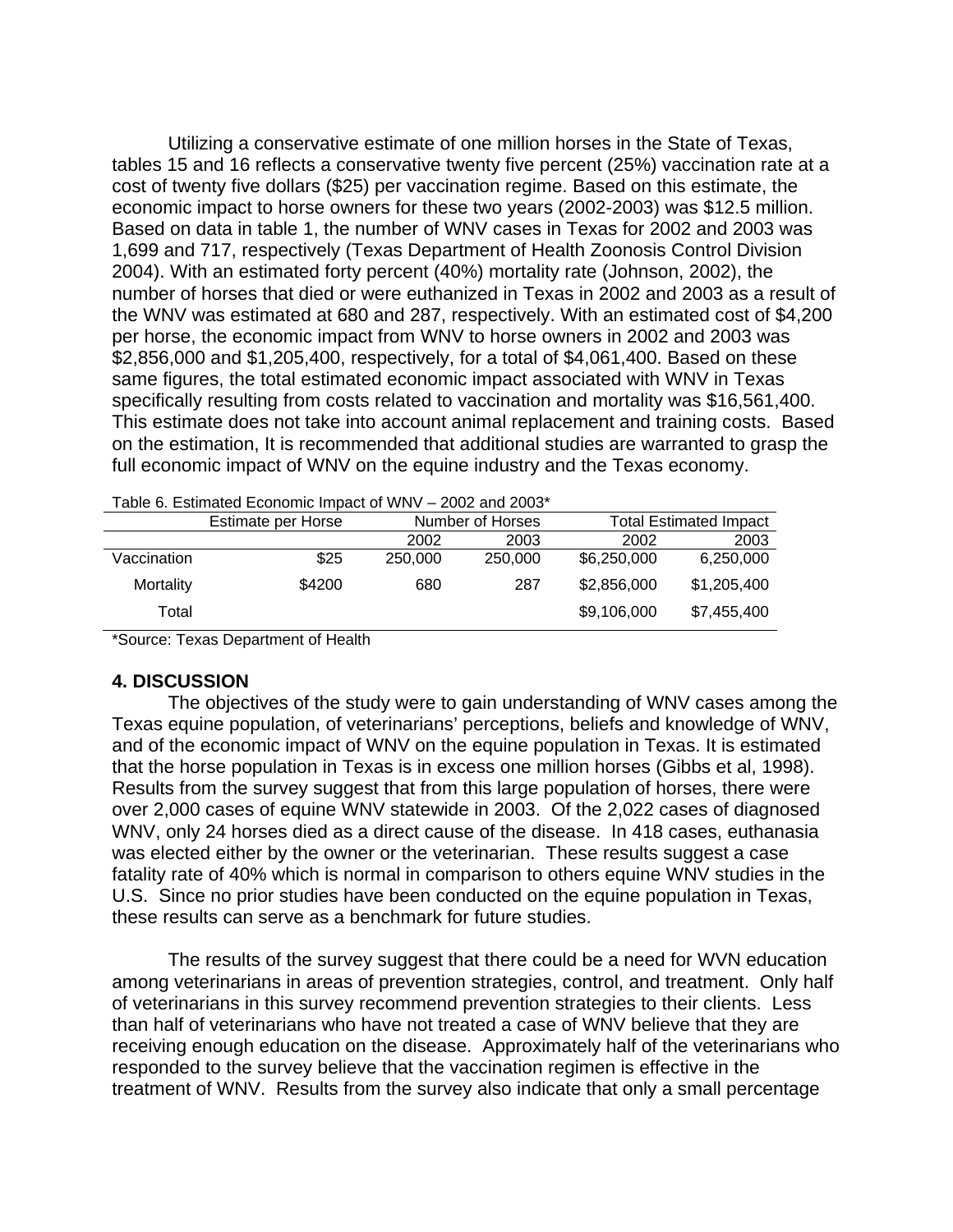Utilizing a conservative estimate of one million horses in the State of Texas, tables 15 and 16 reflects a conservative twenty five percent (25%) vaccination rate at a cost of twenty five dollars ($25) per vaccination regime. Based on this estimate, the economic impact to horse owners for these two years (2002-2003) was $12.5 million. Based on data in table 1, the number of WNV cases in Texas for 2002 and 2003 was 1,699 and 717, respectively (Texas Department of Health Zoonosis Control Division 2004). With an estimated forty percent (40%) mortality rate (Johnson, 2002), the number of horses that died or were euthanized in Texas in 2002 and 2003 as a result of the WNV was estimated at 680 and 287, respectively. With an estimated cost of $4,200 per horse, the economic impact from WNV to horse owners in 2002 and 2003 was $2,856,000 and $1,205,400, respectively, for a total of $4,061,400. Based on these same figures, the total estimated economic impact associated with WNV in Texas specifically resulting from costs related to vaccination and mortality was $16,561,400. This estimate does not take into account animal replacement and training costs. Based on the estimation, It is recommended that additional studies are warranted to grasp the full economic impact of WNV on the equine industry and the Texas economy.

Table 6. Estimated Economic Impact of WNV – 2002 and 2003*

| | Estimate per Horse | Number of Horses | | Total Estimated Impact | |
|---|---|---|---|---|---|
| | | 2002 | 2003 | 2002 | 2003 |
| Vaccination | $25 | 250,000 | 250,000 | $6,250,000 | 6,250,000 |
| Mortality | $4200 | 680 | 287 | $2,856,000 | $1,205,400 |
| Total | | | | $9,106,000 | $7,455,400 |

*Source: Texas Department of Health

## 4. DISCUSSION

The objectives of the study were to gain understanding of WNV cases among the Texas equine population, of veterinarians' perceptions, beliefs and knowledge of WNV, and of the economic impact of WNV on the equine population in Texas. It is estimated that the horse population in Texas is in excess one million horses (Gibbs et al, 1998). Results from the survey suggest that from this large population of horses, there were over 2,000 cases of equine WNV statewide in 2003. Of the 2,022 cases of diagnosed WNV, only 24 horses died as a direct cause of the disease. In 418 cases, euthanasia was elected either by the owner or the veterinarian. These results suggest a case fatality rate of 40% which is normal in comparison to others equine WNV studies in the U.S. Since no prior studies have been conducted on the equine population in Texas, these results can serve as a benchmark for future studies.

The results of the survey suggest that there could be a need for WVN education among veterinarians in areas of prevention strategies, control, and treatment. Only half of veterinarians in this survey recommend prevention strategies to their clients. Less than half of veterinarians who have not treated a case of WNV believe that they are receiving enough education on the disease. Approximately half of the veterinarians who responded to the survey believe that the vaccination regimen is effective in the treatment of WNV. Results from the survey also indicate that only a small percentage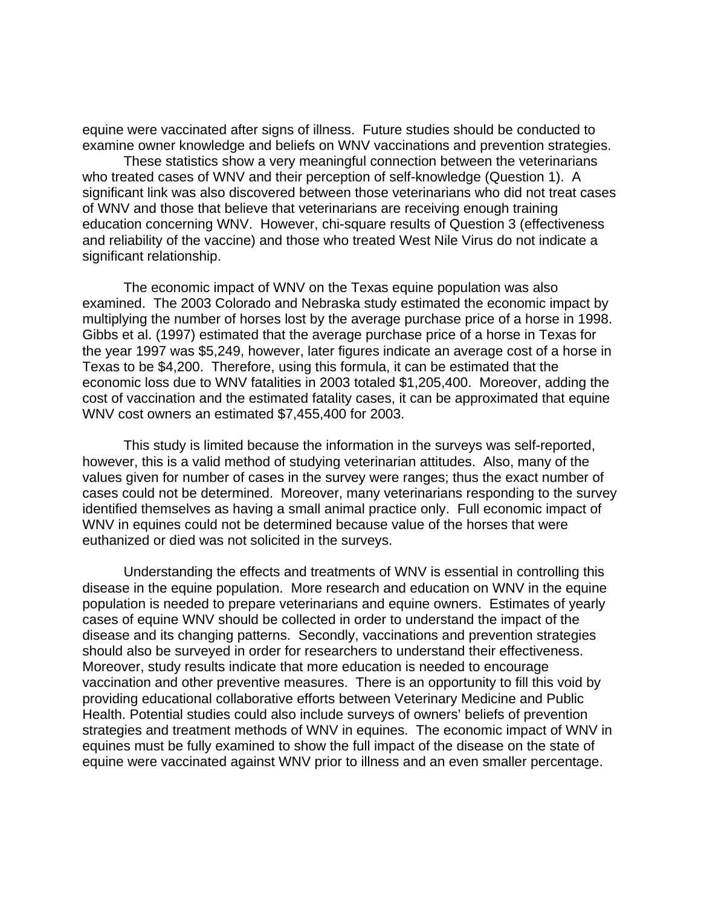equine were vaccinated after signs of illness. Future studies should be conducted to examine owner knowledge and beliefs on WNV vaccinations and prevention strategies.

These statistics show a very meaningful connection between the veterinarians who treated cases of WNV and their perception of self-knowledge (Question 1). A significant link was also discovered between those veterinarians who did not treat cases of WNV and those that believe that veterinarians are receiving enough training education concerning WNV. However, chi-square results of Question 3 (effectiveness and reliability of the vaccine) and those who treated West Nile Virus do not indicate a significant relationship.

The economic impact of WNV on the Texas equine population was also examined. The 2003 Colorado and Nebraska study estimated the economic impact by multiplying the number of horses lost by the average purchase price of a horse in 1998. Gibbs et al. (1997) estimated that the average purchase price of a horse in Texas for the year 1997 was $5,249, however, later figures indicate an average cost of a horse in Texas to be $4,200. Therefore, using this formula, it can be estimated that the economic loss due to WNV fatalities in 2003 totaled $1,205,400. Moreover, adding the cost of vaccination and the estimated fatality cases, it can be approximated that equine WNV cost owners an estimated $7,455,400 for 2003.

This study is limited because the information in the surveys was self-reported, however, this is a valid method of studying veterinarian attitudes. Also, many of the values given for number of cases in the survey were ranges; thus the exact number of cases could not be determined. Moreover, many veterinarians responding to the survey identified themselves as having a small animal practice only. Full economic impact of WNV in equines could not be determined because value of the horses that were euthanized or died was not solicited in the surveys.

Understanding the effects and treatments of WNV is essential in controlling this disease in the equine population. More research and education on WNV in the equine population is needed to prepare veterinarians and equine owners. Estimates of yearly cases of equine WNV should be collected in order to understand the impact of the disease and its changing patterns. Secondly, vaccinations and prevention strategies should also be surveyed in order for researchers to understand their effectiveness. Moreover, study results indicate that more education is needed to encourage vaccination and other preventive measures. There is an opportunity to fill this void by providing educational collaborative efforts between Veterinary Medicine and Public Health. Potential studies could also include surveys of owners' beliefs of prevention strategies and treatment methods of WNV in equines. The economic impact of WNV in equines must be fully examined to show the full impact of the disease on the state of equine were vaccinated against WNV prior to illness and an even smaller percentage.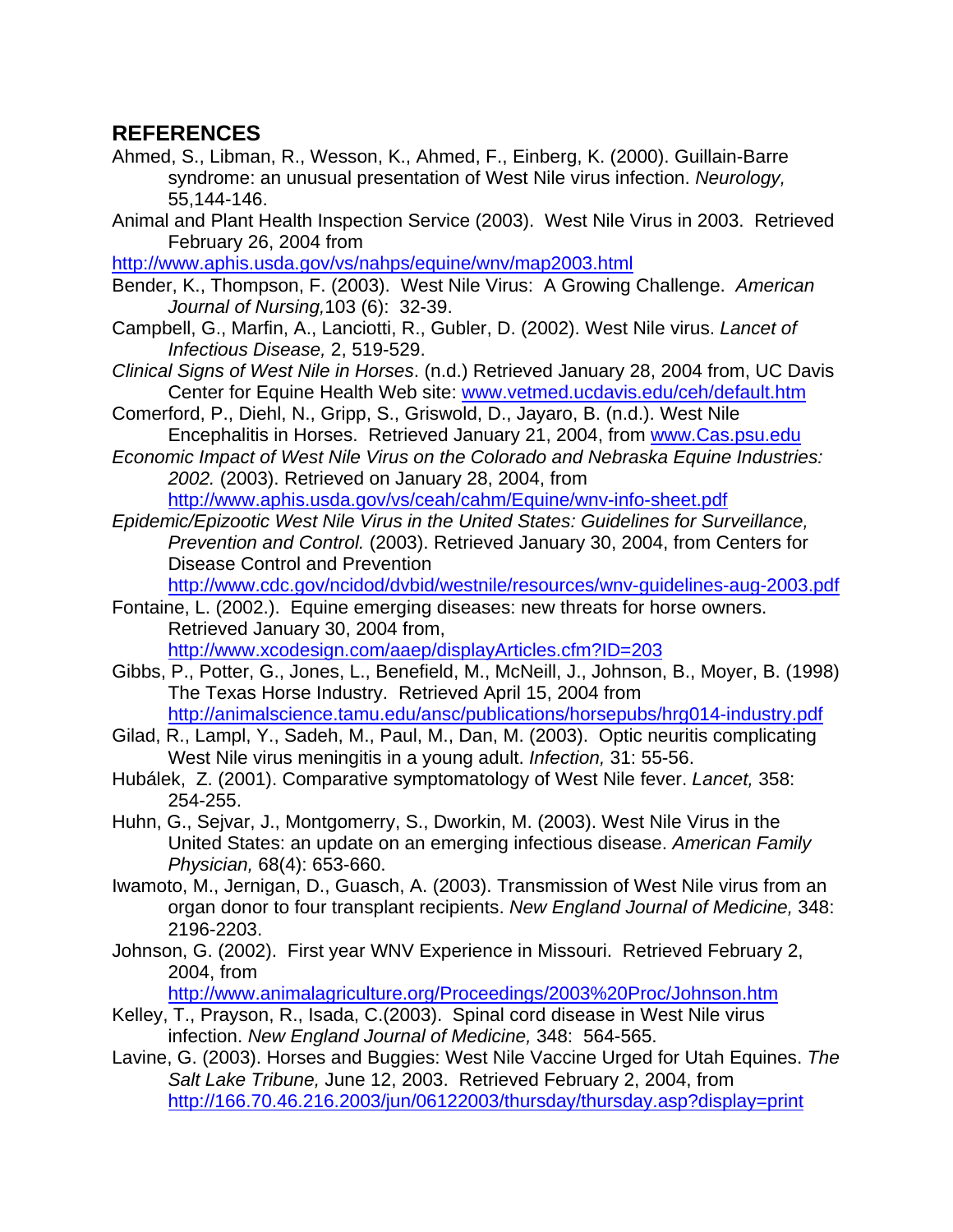## REFERENCES

Ahmed, S., Libman, R., Wesson, K., Ahmed, F., Einberg, K. (2000). Guillain-Barre syndrome: an unusual presentation of West Nile virus infection. *Neurology,* 55,144-146.

Animal and Plant Health Inspection Service (2003). West Nile Virus in 2003. Retrieved February 26, 2004 from http://www.aphis.usda.gov/vs/nahps/equine/wnv/map2003.html

Bender, K., Thompson, F. (2003). West Nile Virus: A Growing Challenge. *American Journal of Nursing,*103 (6): 32-39.

Campbell, G., Marfin, A., Lanciotti, R., Gubler, D. (2002). West Nile virus. *Lancet of Infectious Disease,* 2, 519-529.

*Clinical Signs of West Nile in Horses*. (n.d.) Retrieved January 28, 2004 from, UC Davis Center for Equine Health Web site: www.vetmed.ucdavis.edu/ceh/default.htm

Comerford, P., Diehl, N., Gripp, S., Griswold, D., Jayaro, B. (n.d.). West Nile Encephalitis in Horses. Retrieved January 21, 2004, from www.Cas.psu.edu

*Economic Impact of West Nile Virus on the Colorado and Nebraska Equine Industries: 2002.* (2003). Retrieved on January 28, 2004, from http://www.aphis.usda.gov/vs/ceah/cahm/Equine/wnv-info-sheet.pdf

*Epidemic/Epizootic West Nile Virus in the United States: Guidelines for Surveillance, Prevention and Control.* (2003). Retrieved January 30, 2004, from Centers for Disease Control and Prevention http://www.cdc.gov/ncidod/dvbid/westnile/resources/wnv-guidelines-aug-2003.pdf

Fontaine, L. (2002.). Equine emerging diseases: new threats for horse owners. Retrieved January 30, 2004 from, http://www.xcodesign.com/aaep/displayArticles.cfm?ID=203

Gibbs, P., Potter, G., Jones, L., Benefield, M., McNeill, J., Johnson, B., Moyer, B. (1998) The Texas Horse Industry. Retrieved April 15, 2004 from http://animalscience.tamu.edu/ansc/publications/horsepubs/hrg014-industry.pdf

Gilad, R., Lampl, Y., Sadeh, M., Paul, M., Dan, M. (2003). Optic neuritis complicating West Nile virus meningitis in a young adult. *Infection,* 31: 55-56.

Hubálek, Z. (2001). Comparative symptomatology of West Nile fever. *Lancet,* 358: 254-255.

Huhn, G., Sejvar, J., Montgomerry, S., Dworkin, M. (2003). West Nile Virus in the United States: an update on an emerging infectious disease. *American Family Physician,* 68(4): 653-660.

Iwamoto, M., Jernigan, D., Guasch, A. (2003). Transmission of West Nile virus from an organ donor to four transplant recipients. *New England Journal of Medicine,* 348: 2196-2203.

Johnson, G. (2002). First year WNV Experience in Missouri. Retrieved February 2, 2004, from http://www.animalagriculture.org/Proceedings/2003%20Proc/Johnson.htm

Kelley, T., Prayson, R., Isada, C.(2003). Spinal cord disease in West Nile virus infection. *New England Journal of Medicine,* 348: 564-565.

Lavine, G. (2003). Horses and Buggies: West Nile Vaccine Urged for Utah Equines. *The Salt Lake Tribune,* June 12, 2003. Retrieved February 2, 2004, from http://166.70.46.216.2003/jun/06122003/thursday/thursday.asp?display=print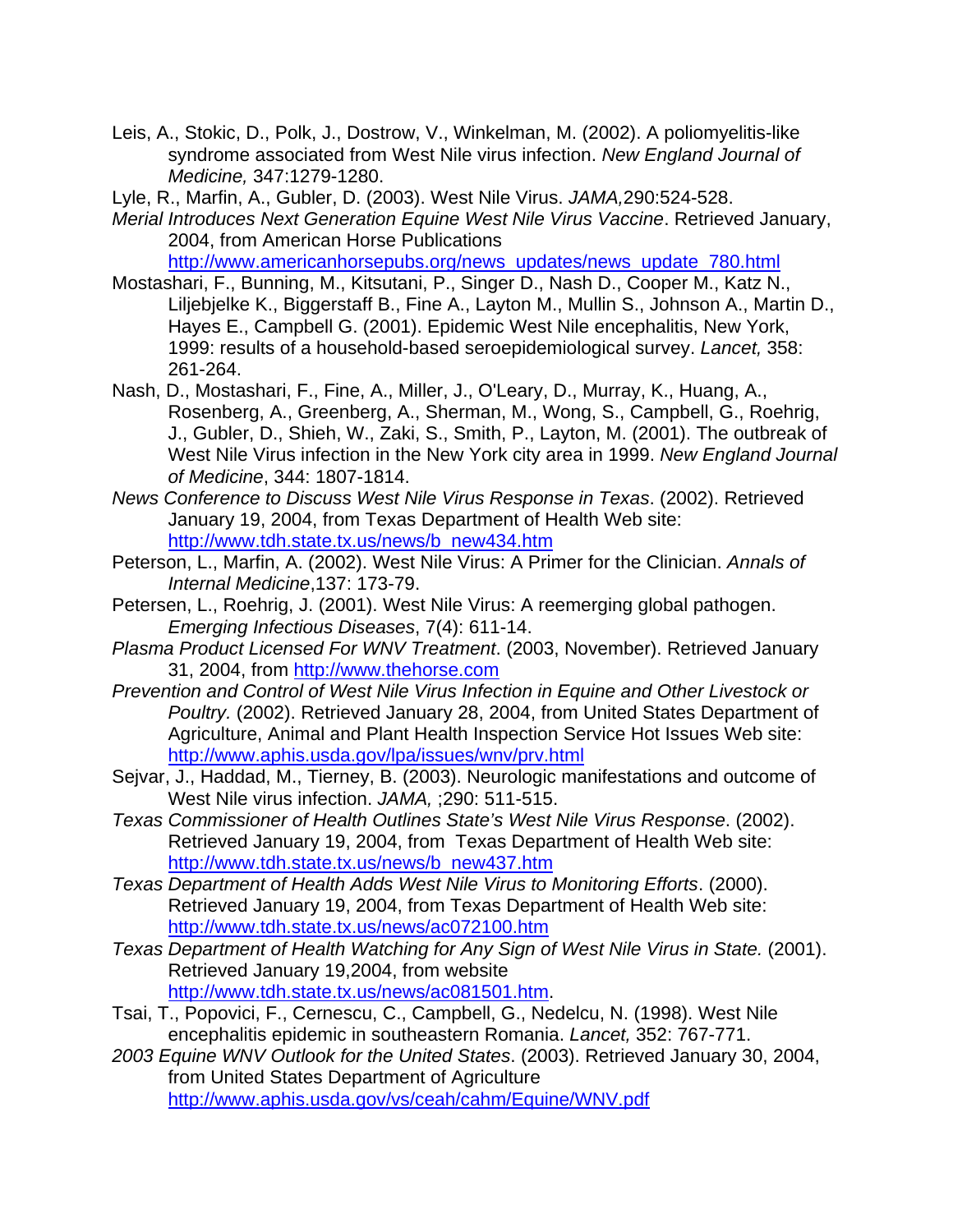Leis, A., Stokic, D., Polk, J., Dostrow, V., Winkelman, M. (2002). A poliomyelitis-like syndrome associated from West Nile virus infection. *New England Journal of Medicine,* 347:1279-1280.

Lyle, R., Marfin, A., Gubler, D. (2003). West Nile Virus. *JAMA,*290:524-528.

*Merial Introduces Next Generation Equine West Nile Virus Vaccine*. Retrieved January, 2004, from American Horse Publications http://www.americanhorsepubs.org/news_updates/news_update_780.html

Mostashari, F., Bunning, M., Kitsutani, P., Singer D., Nash D., Cooper M., Katz N., Liljebjelke K., Biggerstaff B., Fine A., Layton M., Mullin S., Johnson A., Martin D., Hayes E., Campbell G. (2001). Epidemic West Nile encephalitis, New York, 1999: results of a household-based seroepidemiological survey. *Lancet,* 358: 261-264.

Nash, D., Mostashari, F., Fine, A., Miller, J., O'Leary, D., Murray, K., Huang, A., Rosenberg, A., Greenberg, A., Sherman, M., Wong, S., Campbell, G., Roehrig, J., Gubler, D., Shieh, W., Zaki, S., Smith, P., Layton, M. (2001). The outbreak of West Nile Virus infection in the New York city area in 1999. *New England Journal of Medicine*, 344: 1807-1814.

*News Conference to Discuss West Nile Virus Response in Texas*. (2002). Retrieved January 19, 2004, from Texas Department of Health Web site: http://www.tdh.state.tx.us/news/b_new434.htm

Peterson, L., Marfin, A. (2002). West Nile Virus: A Primer for the Clinician. *Annals of Internal Medicine*,137: 173-79.

Petersen, L., Roehrig, J. (2001). West Nile Virus: A reemerging global pathogen. *Emerging Infectious Diseases*, 7(4): 611-14.

*Plasma Product Licensed For WNV Treatment*. (2003, November). Retrieved January 31, 2004, from http://www.thehorse.com

*Prevention and Control of West Nile Virus Infection in Equine and Other Livestock or Poultry.* (2002). Retrieved January 28, 2004, from United States Department of Agriculture, Animal and Plant Health Inspection Service Hot Issues Web site: http://www.aphis.usda.gov/lpa/issues/wnv/prv.html

Sejvar, J., Haddad, M., Tierney, B. (2003). Neurologic manifestations and outcome of West Nile virus infection. *JAMA,* ;290: 511-515.

*Texas Commissioner of Health Outlines State's West Nile Virus Response*. (2002). Retrieved January 19, 2004, from Texas Department of Health Web site: http://www.tdh.state.tx.us/news/b_new437.htm

*Texas Department of Health Adds West Nile Virus to Monitoring Efforts*. (2000). Retrieved January 19, 2004, from Texas Department of Health Web site: http://www.tdh.state.tx.us/news/ac072100.htm

*Texas Department of Health Watching for Any Sign of West Nile Virus in State.* (2001). Retrieved January 19,2004, from website http://www.tdh.state.tx.us/news/ac081501.htm.

Tsai, T., Popovici, F., Cernescu, C., Campbell, G., Nedelcu, N. (1998). West Nile encephalitis epidemic in southeastern Romania. *Lancet,* 352: 767-771.

*2003 Equine WNV Outlook for the United States*. (2003). Retrieved January 30, 2004, from United States Department of Agriculture http://www.aphis.usda.gov/vs/ceah/cahm/Equine/WNV.pdf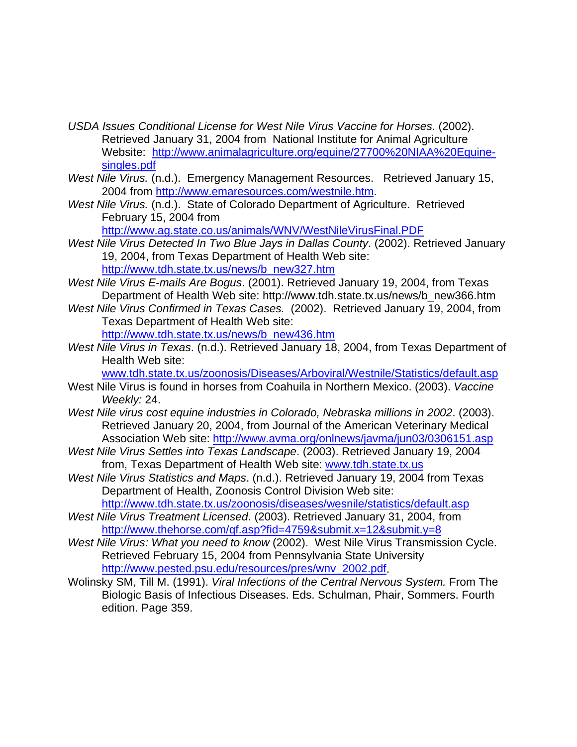*USDA Issues Conditional License for West Nile Virus Vaccine for Horses.* (2002). Retrieved January 31, 2004 from National Institute for Animal Agriculture Website: http://www.animalagriculture.org/equine/27700%20NIAA%20Equine-singles.pdf

*West Nile Virus.* (n.d.). Emergency Management Resources. Retrieved January 15, 2004 from http://www.emaresources.com/westnile.htm.

*West Nile Virus.* (n.d.). State of Colorado Department of Agriculture. Retrieved February 15, 2004 from http://www.ag.state.co.us/animals/WNV/WestNileVirusFinal.PDF

*West Nile Virus Detected In Two Blue Jays in Dallas County*. (2002). Retrieved January 19, 2004, from Texas Department of Health Web site: http://www.tdh.state.tx.us/news/b_new327.htm

*West Nile Virus E-mails Are Bogus*. (2001). Retrieved January 19, 2004, from Texas Department of Health Web site: http://www.tdh.state.tx.us/news/b_new366.htm

*West Nile Virus Confirmed in Texas Cases.* (2002). Retrieved January 19, 2004, from Texas Department of Health Web site: http://www.tdh.state.tx.us/news/b_new436.htm

*West Nile Virus in Texas*. (n.d.). Retrieved January 18, 2004, from Texas Department of Health Web site: www.tdh.state.tx.us/zoonosis/Diseases/Arboviral/Westnile/Statistics/default.asp

West Nile Virus is found in horses from Coahuila in Northern Mexico. (2003). *Vaccine Weekly:* 24.

*West Nile virus cost equine industries in Colorado, Nebraska millions in 2002*. (2003). Retrieved January 20, 2004, from Journal of the American Veterinary Medical Association Web site: http://www.avma.org/onlnews/javma/jun03/0306151.asp

*West Nile Virus Settles into Texas Landscape*. (2003). Retrieved January 19, 2004 from, Texas Department of Health Web site: www.tdh.state.tx.us

*West Nile Virus Statistics and Maps*. (n.d.). Retrieved January 19, 2004 from Texas Department of Health, Zoonosis Control Division Web site: http://www.tdh.state.tx.us/zoonosis/diseases/wesnile/statistics/default.asp

*West Nile Virus Treatment Licensed*. (2003). Retrieved January 31, 2004, from http://www.thehorse.com/qf.asp?fid=4759&submit.x=12&submit.y=8

*West Nile Virus: What you need to know* (2002). West Nile Virus Transmission Cycle. Retrieved February 15, 2004 from Pennsylvania State University http://www.pested.psu.edu/resources/pres/wnv_2002.pdf.

Wolinsky SM, Till M. (1991). *Viral Infections of the Central Nervous System.* From The Biologic Basis of Infectious Diseases. Eds. Schulman, Phair, Sommers. Fourth edition. Page 359.